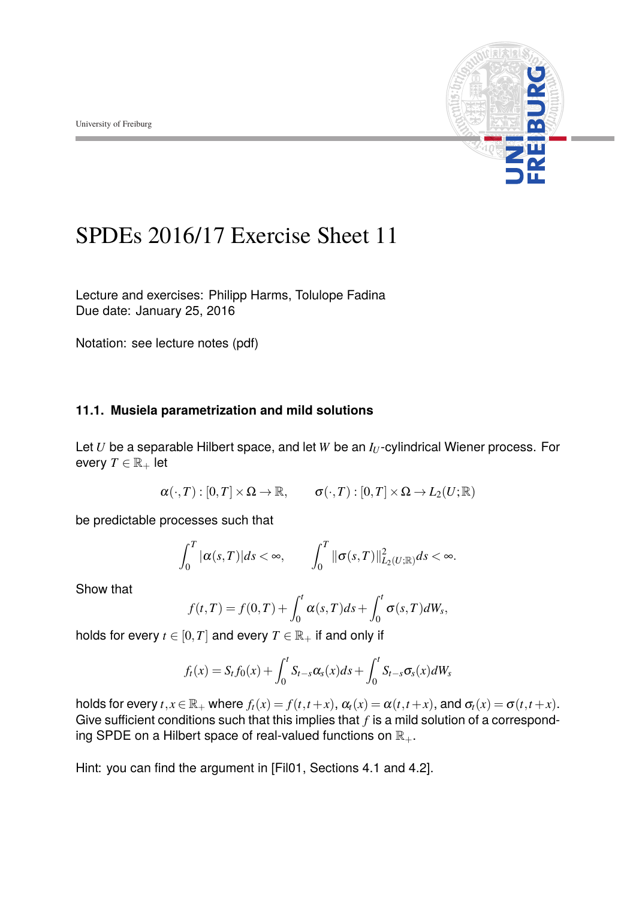University of Freiburg

# SPDEs 2016/17 Exercise Sheet 11

Lecture and exercises: Philipp Harms, Tolulope Fadina
Due date: January 25, 2016

Notation: see lecture notes (pdf)

### 11.1. Musiela parametrization and mild solutions

Let $U$ be a separable Hilbert space, and let $W$ be an $I_U$-cylindrical Wiener process. For every $T \in \mathbb{R}_+$ let

$$\alpha(\cdot, T) : [0,T] \times \Omega \to \mathbb{R}, \qquad \sigma(\cdot, T) : [0,T] \times \Omega \to L_2(U;\mathbb{R})$$

be predictable processes such that

$$\int_0^T |\alpha(s,T)| ds < \infty, \qquad \int_0^T \|\sigma(s,T)\|^2_{L_2(U;\mathbb{R})} ds < \infty.$$

Show that

$$f(t,T) = f(0,T) + \int_0^t \alpha(s,T) ds + \int_0^t \sigma(s,T) dW_s,$$

holds for every $t \in [0,T]$ and every $T \in \mathbb{R}_+$ if and only if

$$f_t(x) = S_t f_0(x) + \int_0^t S_{t-s} \alpha_s(x) ds + \int_0^t S_{t-s} \sigma_s(x) dW_s$$

holds for every $t, x \in \mathbb{R}_+$ where $f_t(x) = f(t, t+x)$, $\alpha_t(x) = \alpha(t, t+x)$, and $\sigma_t(x) = \sigma(t, t+x)$. Give sufficient conditions such that this implies that $f$ is a mild solution of a corresponding SPDE on a Hilbert space of real-valued functions on $\mathbb{R}_+$.

Hint: you can find the argument in [Fil01, Sections 4.1 and 4.2].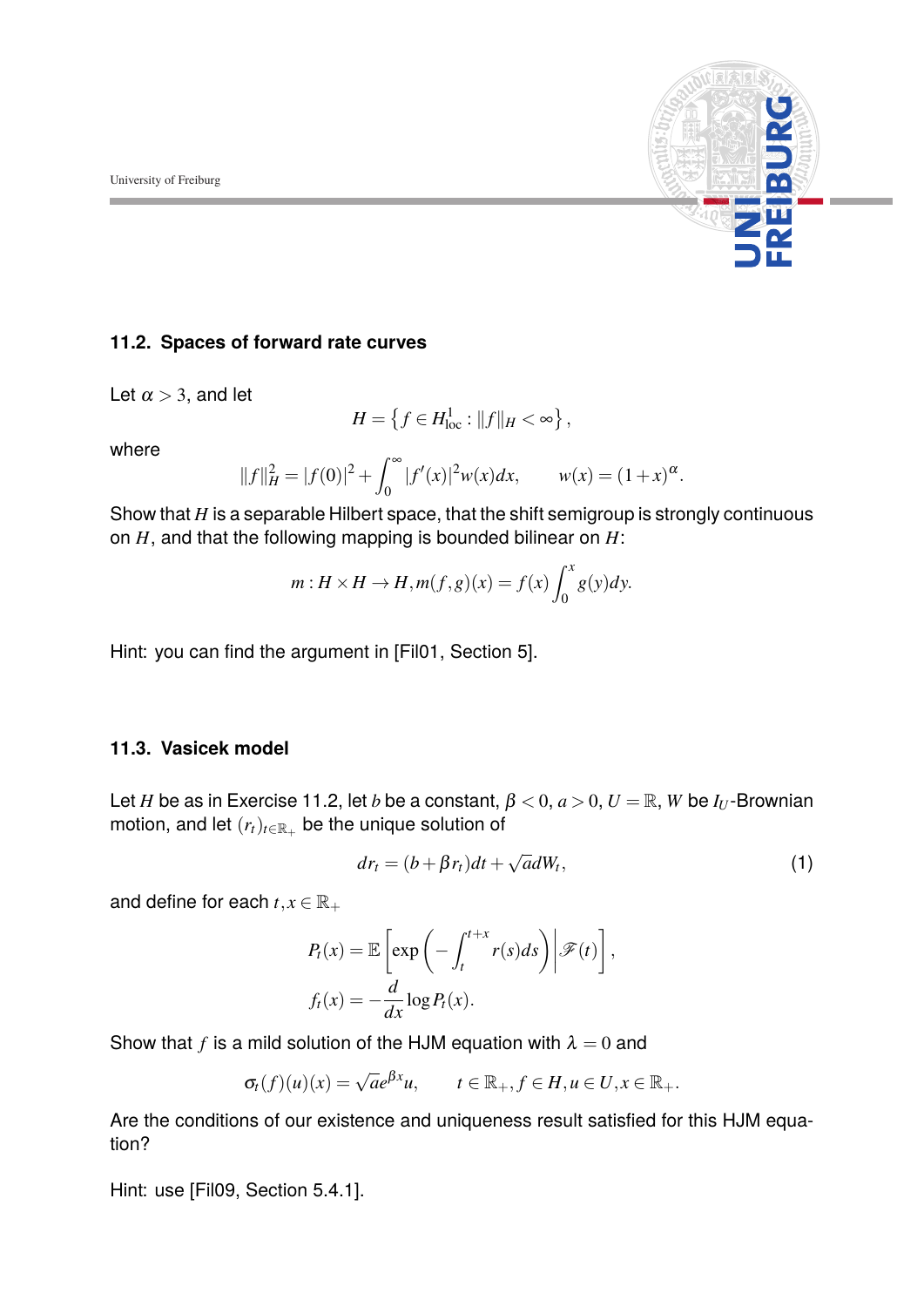### 11.2. Spaces of forward rate curves

Let $\alpha > 3$, and let

$$H = \left\{ f \in H^1_{\text{loc}} : \|f\|_H < \infty \right\},$$

where

$$\|f\|_H^2 = |f(0)|^2 + \int_0^\infty |f'(x)|^2 w(x) dx, \qquad w(x) = (1+x)^\alpha.$$

Show that $H$ is a separable Hilbert space, that the shift semigroup is strongly continuous on $H$, and that the following mapping is bounded bilinear on $H$:

$$m : H \times H \to H, m(f,g)(x) = f(x) \int_0^x g(y) dy.$$

Hint: you can find the argument in [Fil01, Section 5].

### 11.3. Vasicek model

Let $H$ be as in Exercise 11.2, let $b$ be a constant, $\beta < 0$, $a > 0$, $U = \mathbb{R}$, $W$ be $I_U$-Brownian motion, and let $(r_t)_{t \in \mathbb{R}_+}$ be the unique solution of

$$dr_t = (b + \beta r_t) dt + \sqrt{a} dW_t, \tag{1}$$

and define for each $t, x \in \mathbb{R}_+$

$$P_t(x) = \mathbb{E}\left[ \exp\left( -\int_t^{t+x} r(s) ds \right) \middle| \mathscr{F}(t) \right],$$

$$f_t(x) = -\frac{d}{dx} \log P_t(x).$$

Show that $f$ is a mild solution of the HJM equation with $\lambda = 0$ and

$$\sigma_t(f)(u)(x) = \sqrt{a} e^{\beta x} u, \qquad t \in \mathbb{R}_+, f \in H, u \in U, x \in \mathbb{R}_+.$$

Are the conditions of our existence and uniqueness result satisfied for this HJM equation?

Hint: use [Fil09, Section 5.4.1].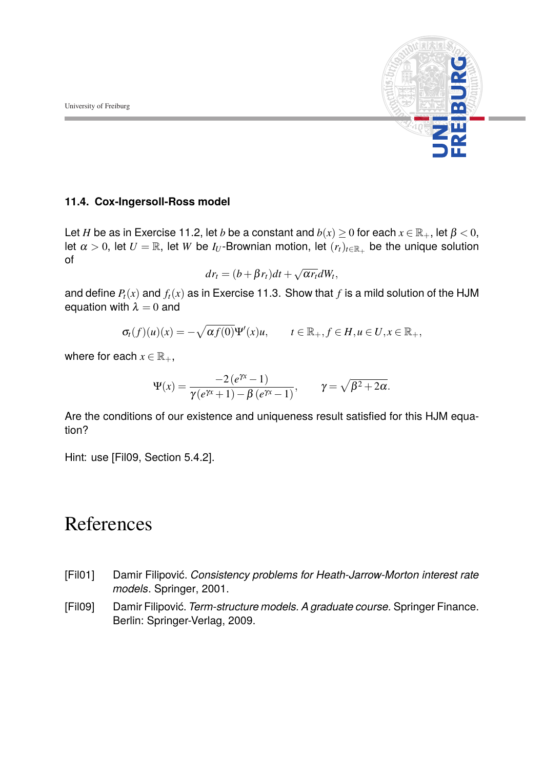### 11.4. Cox-Ingersoll-Ross model

Let $H$ be as in Exercise 11.2, let $b$ be a constant and $b(x) \geq 0$ for each $x \in \mathbb{R}_+$, let $\beta < 0$, let $\alpha > 0$, let $U = \mathbb{R}$, let $W$ be $I_U$-Brownian motion, let $(r_t)_{t \in \mathbb{R}_+}$ be the unique solution of

$$dr_t = (b + \beta r_t)dt + \sqrt{\alpha r_t}dW_t,$$

and define $P_t(x)$ and $f_t(x)$ as in Exercise 11.3. Show that $f$ is a mild solution of the HJM equation with $\lambda = 0$ and

$$\sigma_t(f)(u)(x) = -\sqrt{\alpha f(0)}\Psi'(x)u, \qquad t \in \mathbb{R}_+, f \in H, u \in U, x \in \mathbb{R}_+,$$

where for each $x \in \mathbb{R}_+$,

$$\Psi(x) = \frac{-2\left(e^{\gamma x} - 1\right)}{\gamma\left(e^{\gamma x} + 1\right) - \beta\left(e^{\gamma x} - 1\right)}, \qquad \gamma = \sqrt{\beta^2 + 2\alpha}.$$

Are the conditions of our existence and uniqueness result satisfied for this HJM equation?

Hint: use [Fil09, Section 5.4.2].

# References

[Fil01] Damir Filipović. *Consistency problems for Heath-Jarrow-Morton interest rate models*. Springer, 2001.

[Fil09] Damir Filipović. *Term-structure models. A graduate course.* Springer Finance. Berlin: Springer-Verlag, 2009.